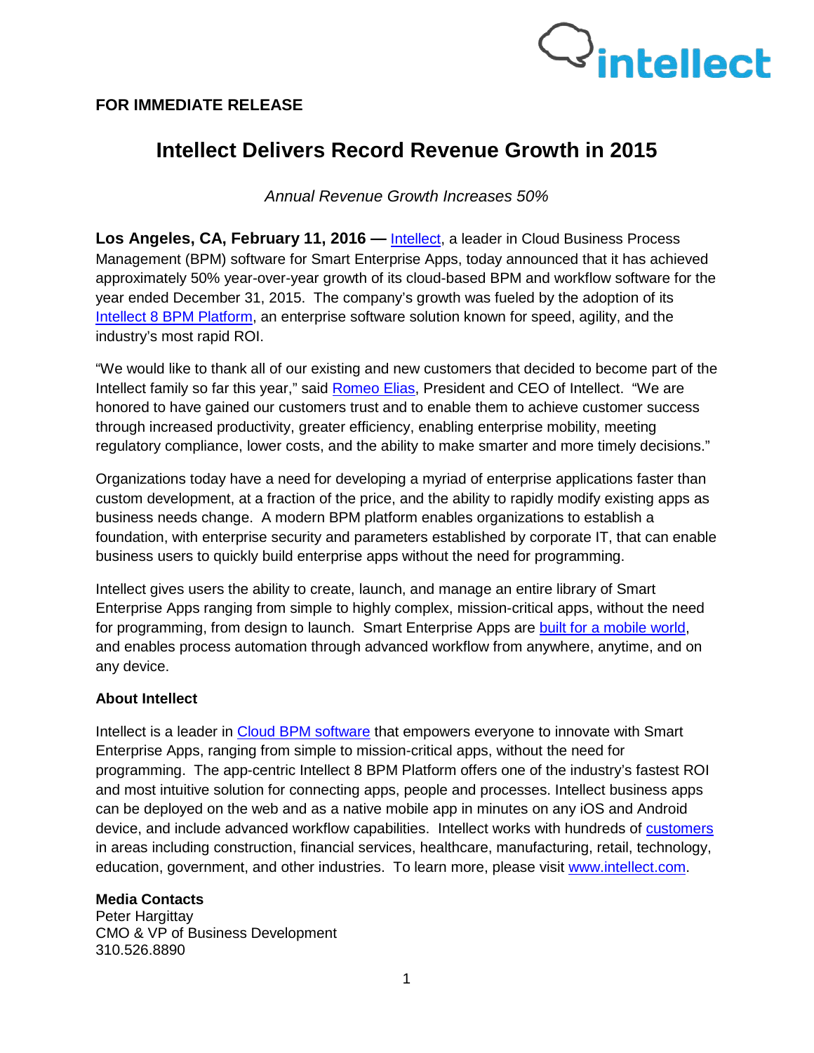**FOR IMMEDIATE RELEASE**

# Intellect Delivers Record Revenue Growth in 2015

*Annual Revenue Growth Increases 50%*

**Los Angeles, CA, February 11, 2016 —** Intellect, a leader in Cloud Business Process Management (BPM) software for Smart Enterprise Apps, today announced that it has achieved approximately 50% year-over-year growth of its cloud-based BPM and workflow software for the year ended December 31, 2015. The company's growth was fueled by the adoption of its Intellect 8 BPM Platform, an enterprise software solution known for speed, agility, and the industry's most rapid ROI.

"We would like to thank all of our existing and new customers that decided to become part of the Intellect family so far this year," said Romeo Elias, President and CEO of Intellect. "We are honored to have gained our customers trust and to enable them to achieve customer success through increased productivity, greater efficiency, enabling enterprise mobility, meeting regulatory compliance, lower costs, and the ability to make smarter and more timely decisions."

Organizations today have a need for developing a myriad of enterprise applications faster than custom development, at a fraction of the price, and the ability to rapidly modify existing apps as business needs change. A modern BPM platform enables organizations to establish a foundation, with enterprise security and parameters established by corporate IT, that can enable business users to quickly build enterprise apps without the need for programming.

Intellect gives users the ability to create, launch, and manage an entire library of Smart Enterprise Apps ranging from simple to highly complex, mission-critical apps, without the need for programming, from design to launch. Smart Enterprise Apps are built for a mobile world, and enables process automation through advanced workflow from anywhere, anytime, and on any device.

**About Intellect**

Intellect is a leader in Cloud BPM software that empowers everyone to innovate with Smart Enterprise Apps, ranging from simple to mission-critical apps, without the need for programming. The app-centric Intellect 8 BPM Platform offers one of the industry's fastest ROI and most intuitive solution for connecting apps, people and processes. Intellect business apps can be deployed on the web and as a native mobile app in minutes on any iOS and Android device, and include advanced workflow capabilities. Intellect works with hundreds of customers in areas including construction, financial services, healthcare, manufacturing, retail, technology, education, government, and other industries. To learn more, please visit www.intellect.com.

**Media Contacts**
Peter Hargittay
CMO & VP of Business Development
310.526.8890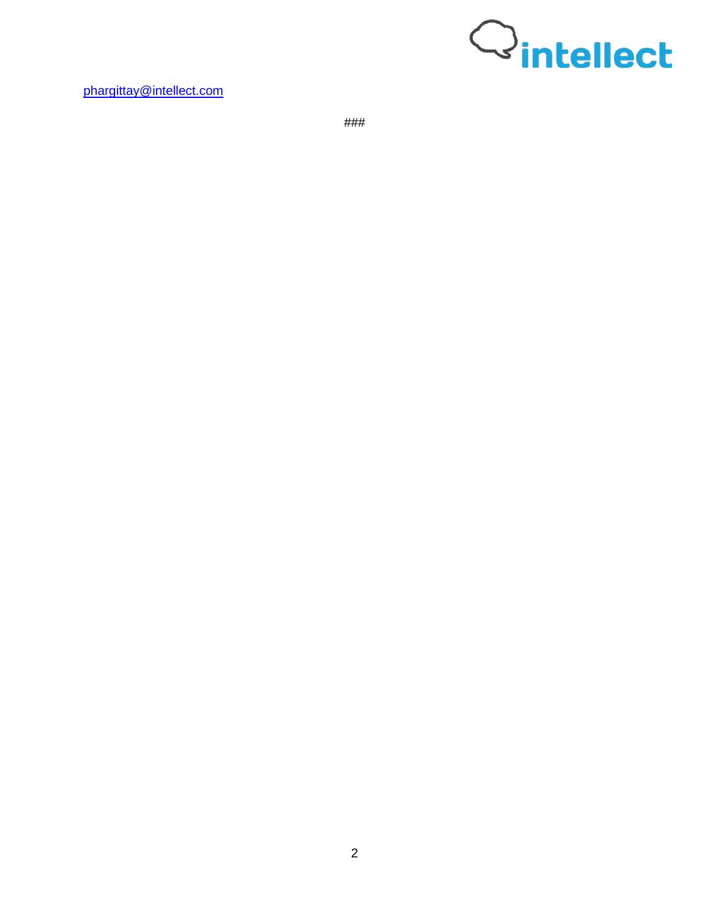phargittay@intellect.com

###